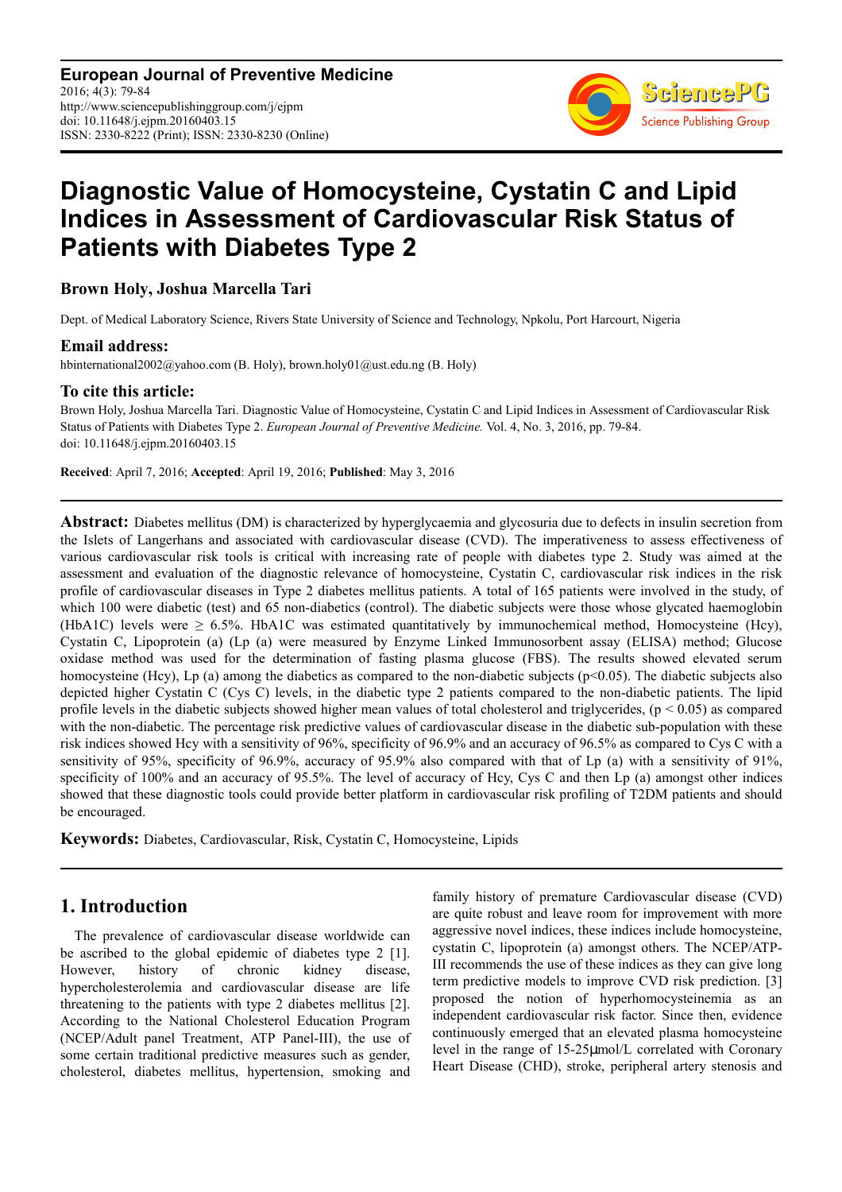**European Journal of Preventive Medicine**
2016; 4(3): 79-84
http://www.sciencepublishinggroup.com/j/ejpm
doi: 10.11648/j.ejpm.20160403.15
ISSN: 2330-8222 (Print); ISSN: 2330-8230 (Online)

# Diagnostic Value of Homocysteine, Cystatin C and Lipid Indices in Assessment of Cardiovascular Risk Status of Patients with Diabetes Type 2

**Brown Holy, Joshua Marcella Tari**

Dept. of Medical Laboratory Science, Rivers State University of Science and Technology, Npkolu, Port Harcourt, Nigeria

## Email address:

hbinternational2002@yahoo.com (B. Holy), brown.holy01@ust.edu.ng (B. Holy)

## To cite this article:

Brown Holy, Joshua Marcella Tari. Diagnostic Value of Homocysteine, Cystatin C and Lipid Indices in Assessment of Cardiovascular Risk Status of Patients with Diabetes Type 2. *European Journal of Preventive Medicine.* Vol. 4, No. 3, 2016, pp. 79-84. doi: 10.11648/j.ejpm.20160403.15

**Received**: April 7, 2016; **Accepted**: April 19, 2016; **Published**: May 3, 2016

---

**Abstract:** Diabetes mellitus (DM) is characterized by hyperglycaemia and glycosuria due to defects in insulin secretion from the Islets of Langerhans and associated with cardiovascular disease (CVD). The imperativeness to assess effectiveness of various cardiovascular risk tools is critical with increasing rate of people with diabetes type 2. Study was aimed at the assessment and evaluation of the diagnostic relevance of homocysteine, Cystatin C, cardiovascular risk indices in the risk profile of cardiovascular diseases in Type 2 diabetes mellitus patients. A total of 165 patients were involved in the study, of which 100 were diabetic (test) and 65 non-diabetics (control). The diabetic subjects were those whose glycated haemoglobin (HbA1C) levels were ≥ 6.5%. HbA1C was estimated quantitatively by immunochemical method, Homocysteine (Hcy), Cystatin C, Lipoprotein (a) (Lp (a) were measured by Enzyme Linked Immunosorbent assay (ELISA) method; Glucose oxidase method was used for the determination of fasting plasma glucose (FBS). The results showed elevated serum homocysteine (Hcy), Lp (a) among the diabetics as compared to the non-diabetic subjects ($p<0.05$). The diabetic subjects also depicted higher Cystatin C (Cys C) levels, in the diabetic type 2 patients compared to the non-diabetic patients. The lipid profile levels in the diabetic subjects showed higher mean values of total cholesterol and triglycerides, ($p < 0.05$) as compared with the non-diabetic. The percentage risk predictive values of cardiovascular disease in the diabetic sub-population with these risk indices showed Hcy with a sensitivity of 96%, specificity of 96.9% and an accuracy of 96.5% as compared to Cys C with a sensitivity of 95%, specificity of 96.9%, accuracy of 95.9% also compared with that of Lp (a) with a sensitivity of 91%, specificity of 100% and an accuracy of 95.5%. The level of accuracy of Hcy, Cys C and then Lp (a) amongst other indices showed that these diagnostic tools could provide better platform in cardiovascular risk profiling of T2DM patients and should be encouraged.

**Keywords:** Diabetes, Cardiovascular, Risk, Cystatin C, Homocysteine, Lipids

---

## 1. Introduction

The prevalence of cardiovascular disease worldwide can be ascribed to the global epidemic of diabetes type 2 [1]. However, history of chronic kidney disease, hypercholesterolemia and cardiovascular disease are life threatening to the patients with type 2 diabetes mellitus [2]. According to the National Cholesterol Education Program (NCEP/Adult panel Treatment, ATP Panel-III), the use of some certain traditional predictive measures such as gender, cholesterol, diabetes mellitus, hypertension, smoking and family history of premature Cardiovascular disease (CVD) are quite robust and leave room for improvement with more aggressive novel indices, these indices include homocysteine, cystatin C, lipoprotein (a) amongst others. The NCEP/ATP-III recommends the use of these indices as they can give long term predictive models to improve CVD risk prediction. [3] proposed the notion of hyperhomocysteinemia as an independent cardiovascular risk factor. Since then, evidence continuously emerged that an elevated plasma homocysteine level in the range of 15-25µmol/L correlated with Coronary Heart Disease (CHD), stroke, peripheral artery stenosis and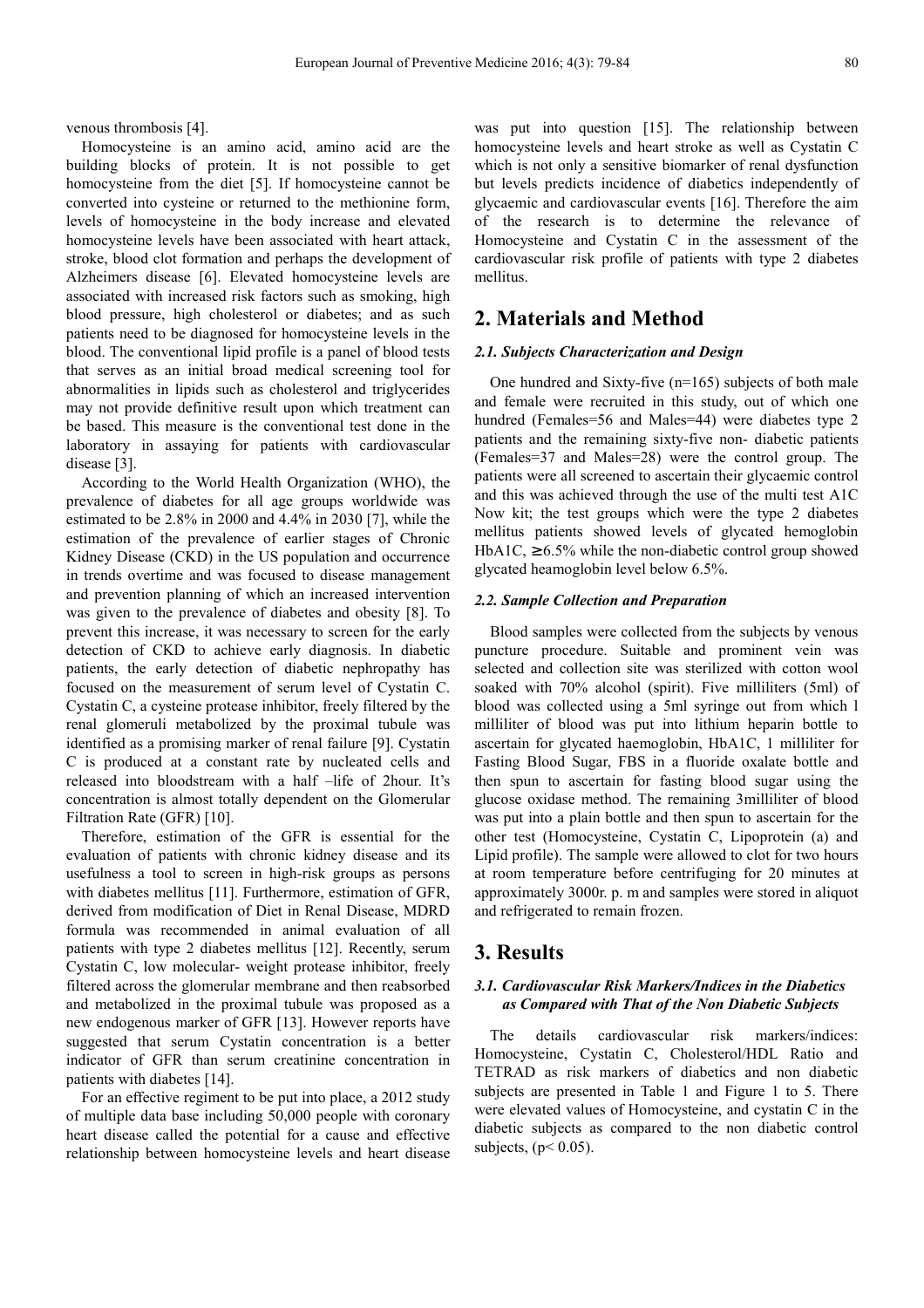venous thrombosis [4].

Homocysteine is an amino acid, amino acid are the building blocks of protein. It is not possible to get homocysteine from the diet [5]. If homocysteine cannot be converted into cysteine or returned to the methionine form, levels of homocysteine in the body increase and elevated homocysteine levels have been associated with heart attack, stroke, blood clot formation and perhaps the development of Alzheimers disease [6]. Elevated homocysteine levels are associated with increased risk factors such as smoking, high blood pressure, high cholesterol or diabetes; and as such patients need to be diagnosed for homocysteine levels in the blood. The conventional lipid profile is a panel of blood tests that serves as an initial broad medical screening tool for abnormalities in lipids such as cholesterol and triglycerides may not provide definitive result upon which treatment can be based. This measure is the conventional test done in the laboratory in assaying for patients with cardiovascular disease [3].

According to the World Health Organization (WHO), the prevalence of diabetes for all age groups worldwide was estimated to be 2.8% in 2000 and 4.4% in 2030 [7], while the estimation of the prevalence of earlier stages of Chronic Kidney Disease (CKD) in the US population and occurrence in trends overtime and was focused to disease management and prevention planning of which an increased intervention was given to the prevalence of diabetes and obesity [8]. To prevent this increase, it was necessary to screen for the early detection of CKD to achieve early diagnosis. In diabetic patients, the early detection of diabetic nephropathy has focused on the measurement of serum level of Cystatin C. Cystatin C, a cysteine protease inhibitor, freely filtered by the renal glomeruli metabolized by the proximal tubule was identified as a promising marker of renal failure [9]. Cystatin C is produced at a constant rate by nucleated cells and released into bloodstream with a half –life of 2hour. It's concentration is almost totally dependent on the Glomerular Filtration Rate (GFR) [10].

Therefore, estimation of the GFR is essential for the evaluation of patients with chronic kidney disease and its usefulness a tool to screen in high-risk groups as persons with diabetes mellitus [11]. Furthermore, estimation of GFR, derived from modification of Diet in Renal Disease, MDRD formula was recommended in animal evaluation of all patients with type 2 diabetes mellitus [12]. Recently, serum Cystatin C, low molecular- weight protease inhibitor, freely filtered across the glomerular membrane and then reabsorbed and metabolized in the proximal tubule was proposed as a new endogenous marker of GFR [13]. However reports have suggested that serum Cystatin concentration is a better indicator of GFR than serum creatinine concentration in patients with diabetes [14].

For an effective regiment to be put into place, a 2012 study of multiple data base including 50,000 people with coronary heart disease called the potential for a cause and effective relationship between homocysteine levels and heart disease was put into question [15]. The relationship between homocysteine levels and heart stroke as well as Cystatin C which is not only a sensitive biomarker of renal dysfunction but levels predicts incidence of diabetics independently of glycaemic and cardiovascular events [16]. Therefore the aim of the research is to determine the relevance of Homocysteine and Cystatin C in the assessment of the cardiovascular risk profile of patients with type 2 diabetes mellitus.

## 2. Materials and Method

### 2.1. Subjects Characterization and Design

One hundred and Sixty-five (n=165) subjects of both male and female were recruited in this study, out of which one hundred (Females=56 and Males=44) were diabetes type 2 patients and the remaining sixty-five non- diabetic patients (Females=37 and Males=28) were the control group. The patients were all screened to ascertain their glycaemic control and this was achieved through the use of the multi test A1C Now kit; the test groups which were the type 2 diabetes mellitus patients showed levels of glycated hemoglobin HbA1C, ≥6.5% while the non-diabetic control group showed glycated heamoglobin level below 6.5%.

### 2.2. Sample Collection and Preparation

Blood samples were collected from the subjects by venous puncture procedure. Suitable and prominent vein was selected and collection site was sterilized with cotton wool soaked with 70% alcohol (spirit). Five milliliters (5ml) of blood was collected using a 5ml syringe out from which 1 milliliter of blood was put into lithium heparin bottle to ascertain for glycated haemoglobin, HbA1C, 1 milliliter for Fasting Blood Sugar, FBS in a fluoride oxalate bottle and then spun to ascertain for fasting blood sugar using the glucose oxidase method. The remaining 3milliliter of blood was put into a plain bottle and then spun to ascertain for the other test (Homocysteine, Cystatin C, Lipoprotein (a) and Lipid profile). The sample were allowed to clot for two hours at room temperature before centrifuging for 20 minutes at approximately 3000r. p. m and samples were stored in aliquot and refrigerated to remain frozen.

## 3. Results

### 3.1. Cardiovascular Risk Markers/Indices in the Diabetics as Compared with That of the Non Diabetic Subjects

The details cardiovascular risk markers/indices: Homocysteine, Cystatin C, Cholesterol/HDL Ratio and TETRAD as risk markers of diabetics and non diabetic subjects are presented in Table 1 and Figure 1 to 5. There were elevated values of Homocysteine, and cystatin C in the diabetic subjects as compared to the non diabetic control subjects, ($p < 0.05$).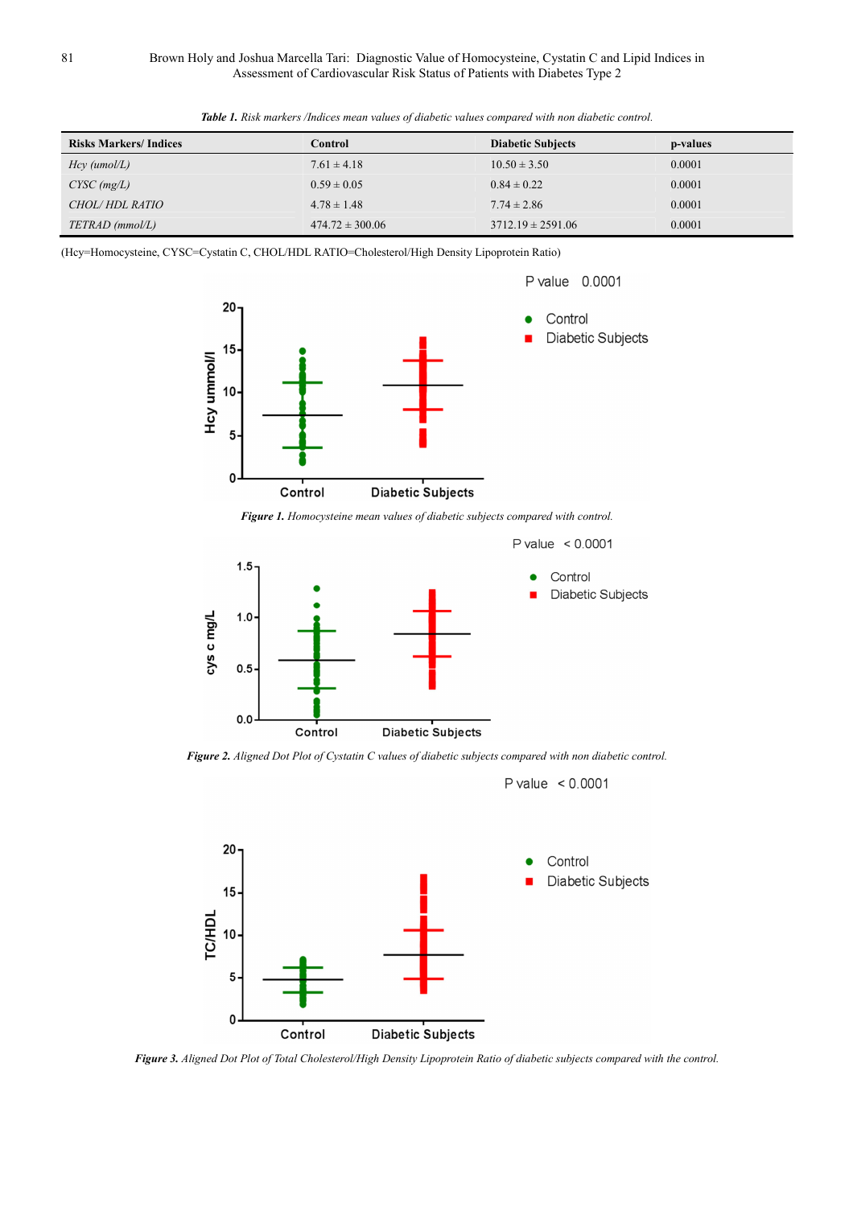*Table 1. Risk markers /Indices mean values of diabetic values compared with non diabetic control.*

| Risks Markers/ Indices | Control | Diabetic Subjects | p-values |
|---|---|---|---|
| *Hcy (umol/L)* | 7.61 ± 4.18 | 10.50 ± 3.50 | 0.0001 |
| *CYSC (mg/L)* | 0.59 ± 0.05 | 0.84 ± 0.22 | 0.0001 |
| *CHOL/ HDL RATIO* | 4.78 ± 1.48 | 7.74 ± 2.86 | 0.0001 |
| *TETRAD (mmol/L)* | 474.72 ± 300.06 | 3712.19 ± 2591.06 | 0.0001 |

(Hcy=Homocysteine, CYSC=Cystatin C, CHOL/HDL RATIO=Cholesterol/High Density Lipoprotein Ratio)

***Figure 1.** Homocysteine mean values of diabetic subjects compared with control.*

***Figure 2.** Aligned Dot Plot of Cystatin C values of diabetic subjects compared with non diabetic control.*

***Figure 3.** Aligned Dot Plot of Total Cholesterol/High Density Lipoprotein Ratio of diabetic subjects compared with the control.*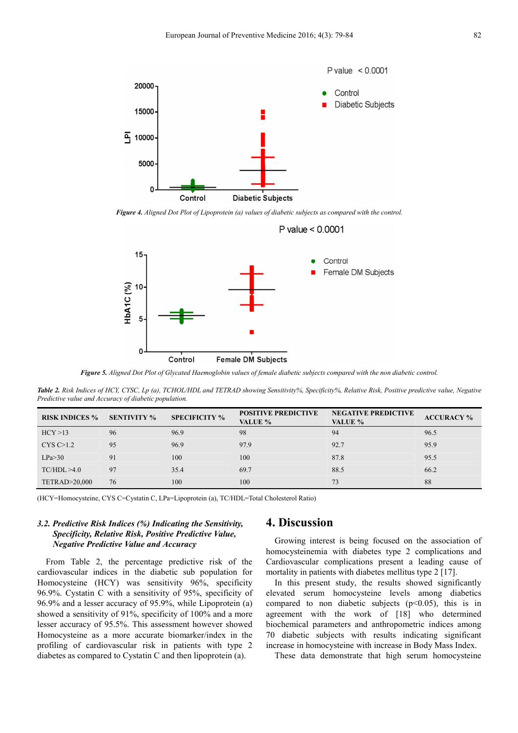*Figure 4. Aligned Dot Plot of Lipoprotein (a) values of diabetic subjects as compared with the control.*

*Figure 5. Aligned Dot Plot of Glycated Haemoglobin values of female diabetic subjects compared with the non diabetic control.*

***Table 2.*** *Risk Indices of HCY, CYSC, Lp (a), TCHOL/HDL and TETRAD showing Sensitivity%, Specificity%, Relative Risk, Positive predictive value, Negative Predictive value and Accuracy of diabetic population.*

| RISK INDICES % | SENTIVITY % | SPECIFICITY % | POSITIVE PREDICTIVE VALUE % | NEGATIVE PREDICTIVE VALUE % | ACCURACY % |
|---|---|---|---|---|---|
| HCY >13 | 96 | 96.9 | 98 | 94 | 96.5 |
| CYS C>1.2 | 95 | 96.9 | 97.9 | 92.7 | 95.9 |
| LPa>30 | 91 | 100 | 100 | 87.8 | 95.5 |
| TC/HDL >4.0 | 97 | 35.4 | 69.7 | 88.5 | 66.2 |
| TETRAD>20,000 | 76 | 100 | 100 | 73 | 88 |

(HCY=Homocysteine, CYS C=Cystatin C, LPa=Lipoprotein (a), TC/HDL=Total Cholesterol Ratio)

### 3.2. Predictive Risk Indices (%) Indicating the Sensitivity, Specificity, Relative Risk, Positive Predictive Value, Negative Predictive Value and Accuracy

From Table 2, the percentage predictive risk of the cardiovascular indices in the diabetic sub population for Homocysteine (HCY) was sensitivity 96%, specificity 96.9%. Cystatin C with a sensitivity of 95%, specificity of 96.9% and a lesser accuracy of 95.9%, while Lipoprotein (a) showed a sensitivity of 91%, specificity of 100% and a more lesser accuracy of 95.5%. This assessment however showed Homocysteine as a more accurate biomarker/index in the profiling of cardiovascular risk in patients with type 2 diabetes as compared to Cystatin C and then lipoprotein (a).

## 4. Discussion

Growing interest is being focused on the association of homocysteinemia with diabetes type 2 complications and Cardiovascular complications present a leading cause of mortality in patients with diabetes mellitus type 2 [17].

In this present study, the results showed significantly elevated serum homocysteine levels among diabetics compared to non diabetic subjects ($p<0.05$), this is in agreement with the work of [18] who determined biochemical parameters and anthropometric indices among 70 diabetic subjects with results indicating significant increase in homocysteine with increase in Body Mass Index.

These data demonstrate that high serum homocysteine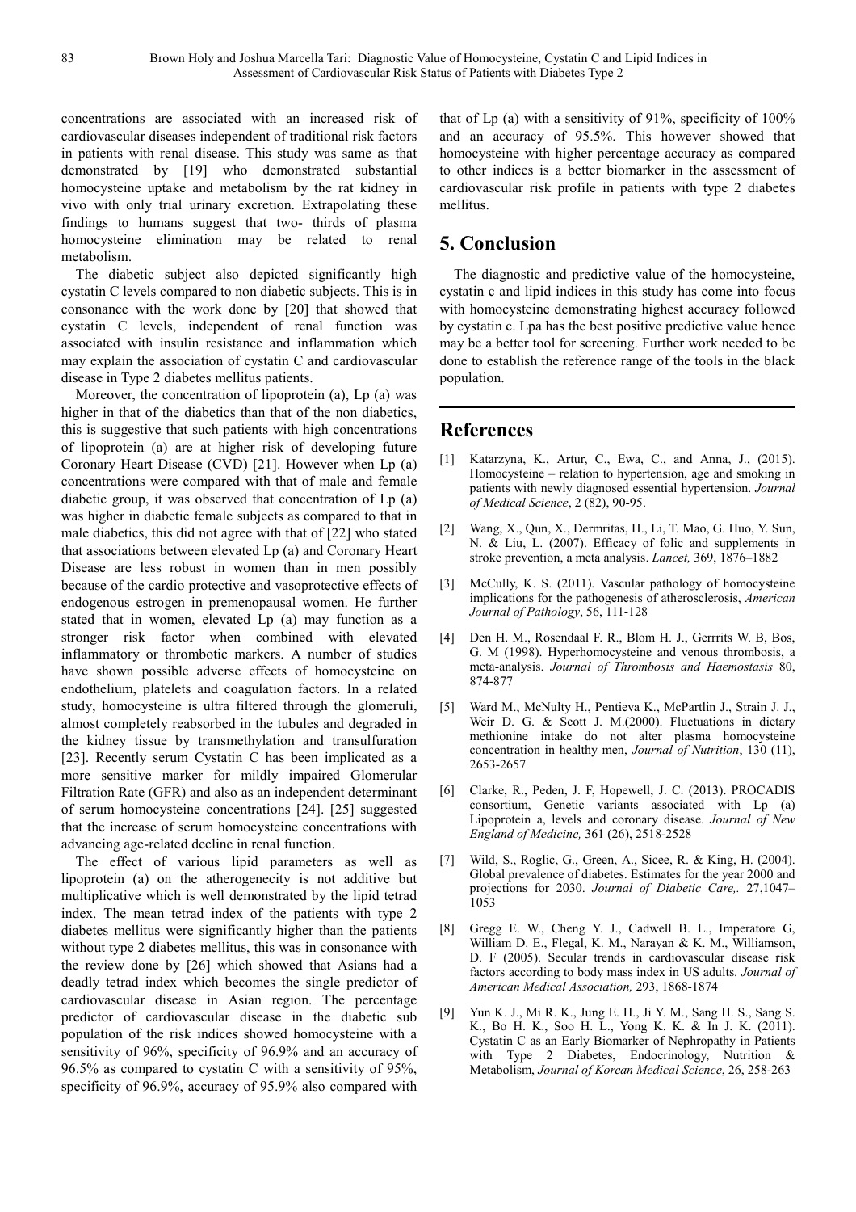concentrations are associated with an increased risk of cardiovascular diseases independent of traditional risk factors in patients with renal disease. This study was same as that demonstrated by [19] who demonstrated substantial homocysteine uptake and metabolism by the rat kidney in vivo with only trial urinary excretion. Extrapolating these findings to humans suggest that two- thirds of plasma homocysteine elimination may be related to renal metabolism.

The diabetic subject also depicted significantly high cystatin C levels compared to non diabetic subjects. This is in consonance with the work done by [20] that showed that cystatin C levels, independent of renal function was associated with insulin resistance and inflammation which may explain the association of cystatin C and cardiovascular disease in Type 2 diabetes mellitus patients.

Moreover, the concentration of lipoprotein (a), Lp (a) was higher in that of the diabetics than that of the non diabetics, this is suggestive that such patients with high concentrations of lipoprotein (a) are at higher risk of developing future Coronary Heart Disease (CVD) [21]. However when Lp (a) concentrations were compared with that of male and female diabetic group, it was observed that concentration of Lp (a) was higher in diabetic female subjects as compared to that in male diabetics, this did not agree with that of [22] who stated that associations between elevated Lp (a) and Coronary Heart Disease are less robust in women than in men possibly because of the cardio protective and vasoprotective effects of endogenous estrogen in premenopausal women. He further stated that in women, elevated Lp (a) may function as a stronger risk factor when combined with elevated inflammatory or thrombotic markers. A number of studies have shown possible adverse effects of homocysteine on endothelium, platelets and coagulation factors. In a related study, homocysteine is ultra filtered through the glomeruli, almost completely reabsorbed in the tubules and degraded in the kidney tissue by transmethylation and transulfuration [23]. Recently serum Cystatin C has been implicated as a more sensitive marker for mildly impaired Glomerular Filtration Rate (GFR) and also as an independent determinant of serum homocysteine concentrations [24]. [25] suggested that the increase of serum homocysteine concentrations with advancing age-related decline in renal function.

The effect of various lipid parameters as well as lipoprotein (a) on the atherogenecity is not additive but multiplicative which is well demonstrated by the lipid tetrad index. The mean tetrad index of the patients with type 2 diabetes mellitus were significantly higher than the patients without type 2 diabetes mellitus, this was in consonance with the review done by [26] which showed that Asians had a deadly tetrad index which becomes the single predictor of cardiovascular disease in Asian region. The percentage predictor of cardiovascular disease in the diabetic sub population of the risk indices showed homocysteine with a sensitivity of 96%, specificity of 96.9% and an accuracy of 96.5% as compared to cystatin C with a sensitivity of 95%, specificity of 96.9%, accuracy of 95.9% also compared with that of Lp (a) with a sensitivity of 91%, specificity of 100% and an accuracy of 95.5%. This however showed that homocysteine with higher percentage accuracy as compared to other indices is a better biomarker in the assessment of cardiovascular risk profile in patients with type 2 diabetes mellitus.

## 5. Conclusion

The diagnostic and predictive value of the homocysteine, cystatin c and lipid indices in this study has come into focus with homocysteine demonstrating highest accuracy followed by cystatin c. Lpa has the best positive predictive value hence may be a better tool for screening. Further work needed to be done to establish the reference range of the tools in the black population.

## References

[1] Katarzyna, K., Artur, C., Ewa, C., and Anna, J., (2015). Homocysteine – relation to hypertension, age and smoking in patients with newly diagnosed essential hypertension. *Journal of Medical Science*, 2 (82), 90-95.

[2] Wang, X., Qun, X., Dermritas, H., Li, T. Mao, G. Huo, Y. Sun, N. & Liu, L. (2007). Efficacy of folic and supplements in stroke prevention, a meta analysis. *Lancet,* 369, 1876–1882

[3] McCully, K. S. (2011). Vascular pathology of homocysteine implications for the pathogenesis of atherosclerosis, *American Journal of Pathology*, 56, 111-128

[4] Den H. M., Rosendaal F. R., Blom H. J., Gerrrits W. B, Bos, G. M (1998). Hyperhomocysteine and venous thrombosis, a meta-analysis. *Journal of Thrombosis and Haemostasis* 80, 874-877

[5] Ward M., McNulty H., Pentieva K., McPartlin J., Strain J. J., Weir D. G. & Scott J. M.(2000). Fluctuations in dietary methionine intake do not alter plasma homocysteine concentration in healthy men, *Journal of Nutrition*, 130 (11), 2653-2657

[6] Clarke, R., Peden, J. F, Hopewell, J. C. (2013). PROCADIS consortium, Genetic variants associated with Lp (a) Lipoprotein a, levels and coronary disease. *Journal of New England of Medicine,* 361 (26), 2518-2528

[7] Wild, S., Roglic, G., Green, A., Sicee, R. & King, H. (2004). Global prevalence of diabetes. Estimates for the year 2000 and projections for 2030. *Journal of Diabetic Care,.* 27,1047–1053

[8] Gregg E. W., Cheng Y. J., Cadwell B. L., Imperatore G, William D. E., Flegal, K. M., Narayan & K. M., Williamson, D. F (2005). Secular trends in cardiovascular disease risk factors according to body mass index in US adults. *Journal of American Medical Association,* 293, 1868-1874

[9] Yun K. J., Mi R. K., Jung E. H., Ji Y. M., Sang H. S., Sang S. K., Bo H. K., Soo H. L., Yong K. K. & In J. K. (2011). Cystatin C as an Early Biomarker of Nephropathy in Patients with Type 2 Diabetes, Endocrinology, Nutrition & Metabolism, *Journal of Korean Medical Science*, 26, 258-263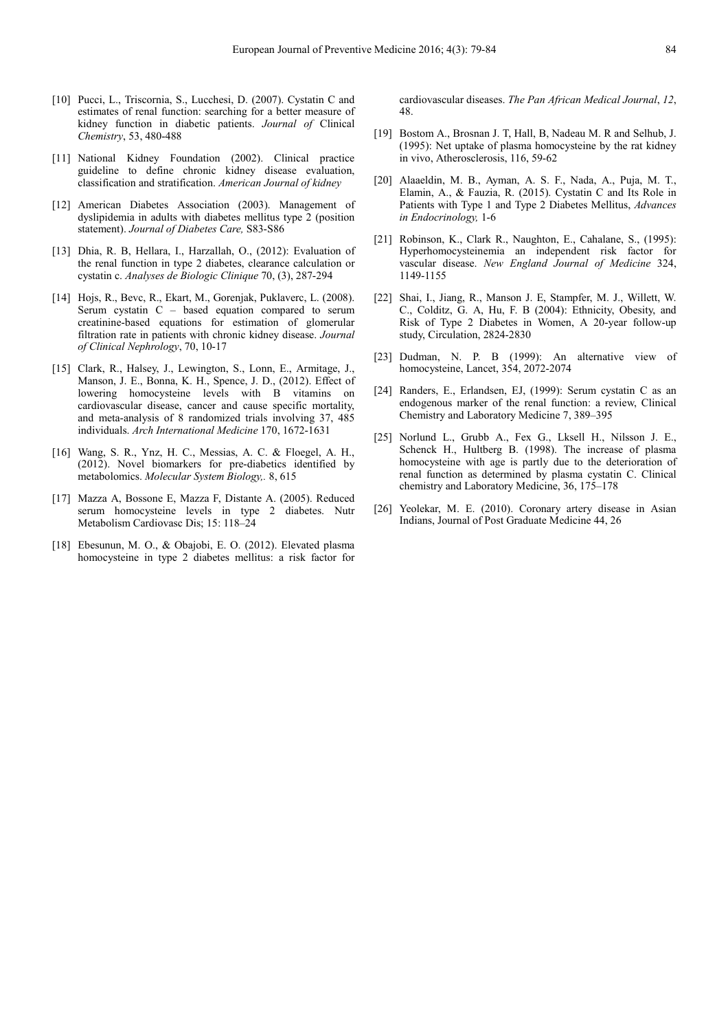[10] Pucci, L., Triscornia, S., Lucchesi, D. (2007). Cystatin C and estimates of renal function: searching for a better measure of kidney function in diabetic patients. *Journal of* Clinical *Chemistry*, 53, 480-488

[11] National Kidney Foundation (2002). Clinical practice guideline to define chronic kidney disease evaluation, classification and stratification. *American Journal of kidney*

[12] American Diabetes Association (2003). Management of dyslipidemia in adults with diabetes mellitus type 2 (position statement). *Journal of Diabetes Care,* S83-S86

[13] Dhia, R. B, Hellara, I., Harzallah, O., (2012): Evaluation of the renal function in type 2 diabetes, clearance calculation or cystatin c. *Analyses de Biologic Clinique* 70, (3), 287-294

[14] Hojs, R., Bevc, R., Ekart, M., Gorenjak, Puklaverc, L. (2008). Serum cystatin C – based equation compared to serum creatinine-based equations for estimation of glomerular filtration rate in patients with chronic kidney disease. *Journal of Clinical Nephrology*, 70, 10-17

[15] Clark, R., Halsey, J., Lewington, S., Lonn, E., Armitage, J., Manson, J. E., Bonna, K. H., Spence, J. D., (2012). Effect of lowering homocysteine levels with B vitamins on cardiovascular disease, cancer and cause specific mortality, and meta-analysis of 8 randomized trials involving 37, 485 individuals. *Arch International Medicine* 170, 1672-1631

[16] Wang, S. R., Ynz, H. C., Messias, A. C. & Floegel, A. H., (2012). Novel biomarkers for pre-diabetics identified by metabolomics. *Molecular System Biology,*. 8, 615

[17] Mazza A, Bossone E, Mazza F, Distante A. (2005). Reduced serum homocysteine levels in type 2 diabetes. Nutr Metabolism Cardiovasc Dis; 15: 118–24

[18] Ebesunun, M. O., & Obajobi, E. O. (2012). Elevated plasma homocysteine in type 2 diabetes mellitus: a risk factor for cardiovascular diseases. *The Pan African Medical Journal*, *12*, 48.

[19] Bostom A., Brosnan J. T, Hall, B, Nadeau M. R and Selhub, J. (1995): Net uptake of plasma homocysteine by the rat kidney in vivo, Atherosclerosis, 116, 59-62

[20] Alaaeldin, M. B., Ayman, A. S. F., Nada, A., Puja, M. T., Elamin, A., & Fauzia, R. (2015). Cystatin C and Its Role in Patients with Type 1 and Type 2 Diabetes Mellitus, *Advances in Endocrinology,* 1-6

[21] Robinson, K., Clark R., Naughton, E., Cahalane, S., (1995): Hyperhomocysteinemia an independent risk factor for vascular disease. *New England Journal of Medicine* 324, 1149-1155

[22] Shai, I., Jiang, R., Manson J. E, Stampfer, M. J., Willett, W. C., Colditz, G. A, Hu, F. B (2004): Ethnicity, Obesity, and Risk of Type 2 Diabetes in Women, A 20-year follow-up study, Circulation, 2824-2830

[23] Dudman, N. P. B (1999): An alternative view of homocysteine, Lancet, 354, 2072-2074

[24] Randers, E., Erlandsen, EJ, (1999): Serum cystatin C as an endogenous marker of the renal function: a review, Clinical Chemistry and Laboratory Medicine 7, 389–395

[25] Norlund L., Grubb A., Fex G., Lksell H., Nilsson J. E., Schenck H., Hultberg B. (1998). The increase of plasma homocysteine with age is partly due to the deterioration of renal function as determined by plasma cystatin C. Clinical chemistry and Laboratory Medicine, 36, 175–178

[26] Yeolekar, M. E. (2010). Coronary artery disease in Asian Indians, Journal of Post Graduate Medicine 44, 26